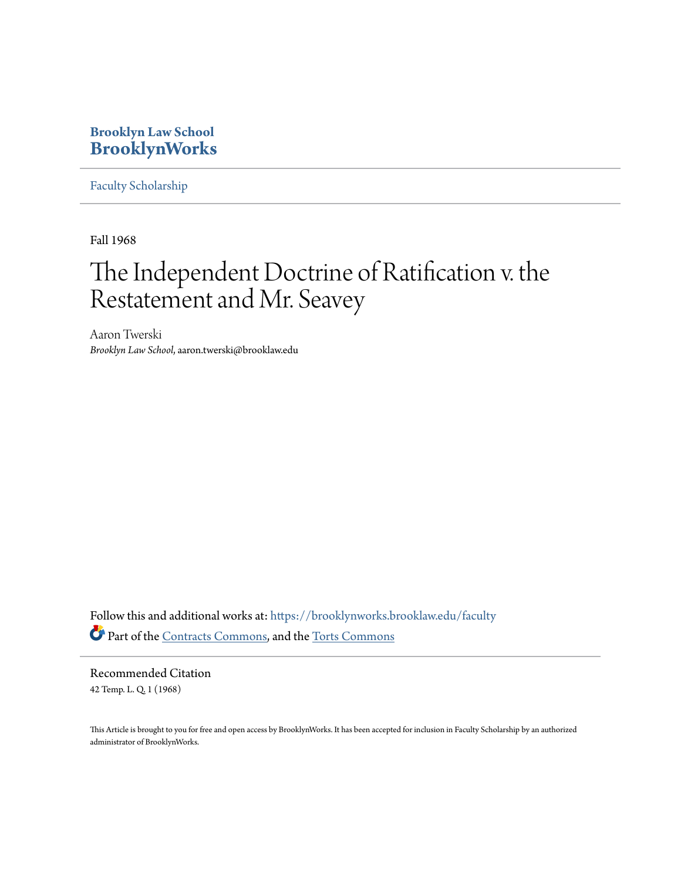Brooklyn Law School
**BrooklynWorks**

Faculty Scholarship

---

Fall 1968

# The Independent Doctrine of Ratification v. the Restatement and Mr. Seavey

Aaron Twerski
*Brooklyn Law School*, aaron.twerski@brooklaw.edu

Follow this and additional works at: https://brooklynworks.brooklaw.edu/faculty

Part of the Contracts Commons, and the Torts Commons

---

Recommended Citation
42 Temp. L. Q. 1 (1968)

This Article is brought to you for free and open access by BrooklynWorks. It has been accepted for inclusion in Faculty Scholarship by an authorized administrator of BrooklynWorks.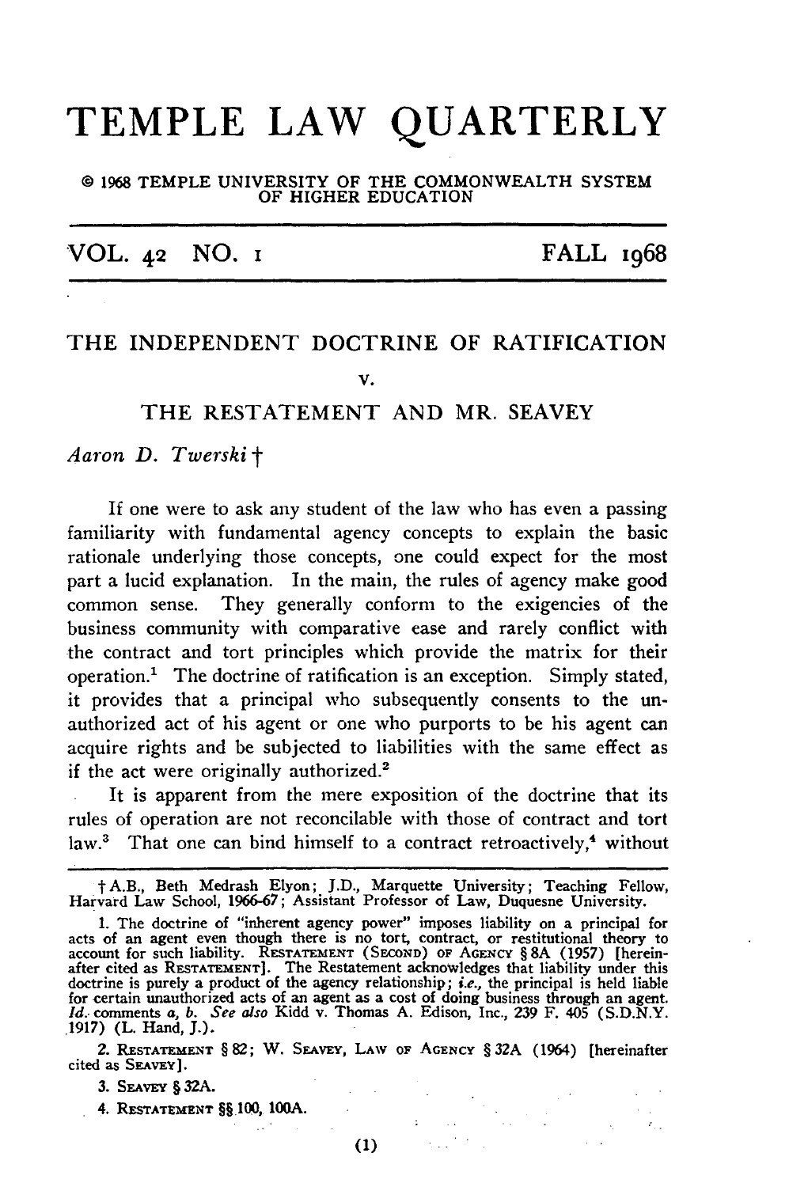# TEMPLE LAW QUARTERLY

© 1968 TEMPLE UNIVERSITY OF THE COMMONWEALTH SYSTEM OF HIGHER EDUCATION

VOL. 42 NO. 1 FALL 1968

## THE INDEPENDENT DOCTRINE OF RATIFICATION

v.

## THE RESTATEMENT AND MR. SEAVEY

*Aaron D. Twerski*†

If one were to ask any student of the law who has even a passing familiarity with fundamental agency concepts to explain the basic rationale underlying those concepts, one could expect for the most part a lucid explanation. In the main, the rules of agency make good common sense. They generally conform to the exigencies of the business community with comparative ease and rarely conflict with the contract and tort principles which provide the matrix for their operation.[1] The doctrine of ratification is an exception. Simply stated, it provides that a principal who subsequently consents to the unauthorized act of his agent or one who purports to be his agent can acquire rights and be subjected to liabilities with the same effect as if the act were originally authorized.[2]

It is apparent from the mere exposition of the doctrine that its rules of operation are not reconcilable with those of contract and tort law.[3] That one can bind himself to a contract retroactively,[4] without

---

† A.B., Beth Medrash Elyon; J.D., Marquette University; Teaching Fellow, Harvard Law School, 1966-67; Assistant Professor of Law, Duquesne University.

1. The doctrine of "inherent agency power" imposes liability on a principal for acts of an agent even though there is no tort, contract, or restitutional theory to account for such liability. RESTATEMENT (SECOND) OF AGENCY § 8A (1957) [hereinafter cited as RESTATEMENT]. The Restatement acknowledges that liability under this doctrine is purely a product of the agency relationship; *i.e.*, the principal is held liable for certain unauthorized acts of an agent as a cost of doing business through an agent. *Id.* comments *a*, *b*. *See also* Kidd v. Thomas A. Edison, Inc., 239 F. 405 (S.D.N.Y. 1917) (L. Hand, J.).

2. RESTATEMENT § 82; W. SEAVEY, LAW OF AGENCY § 32A (1964) [hereinafter cited as SEAVEY].

3. SEAVEY § 32A.

4. RESTATEMENT §§ 100, 100A.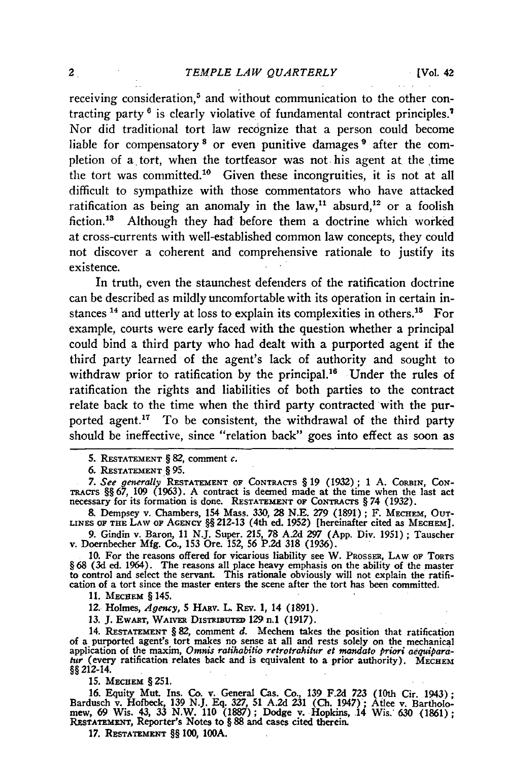receiving consideration,[5] and without communication to the other contracting party [6] is clearly violative of fundamental contract principles.[7] Nor did traditional tort law recognize that a person could become liable for compensatory [8] or even punitive damages [9] after the completion of a tort, when the tortfeasor was not his agent at the time the tort was committed.[10] Given these incongruities, it is not at all difficult to sympathize with those commentators who have attacked ratification as being an anomaly in the law,[11] absurd,[12] or a foolish fiction.[13] Although they had before them a doctrine which worked at cross-currents with well-established common law concepts, they could not discover a coherent and comprehensive rationale to justify its existence.

In truth, even the staunchest defenders of the ratification doctrine can be described as mildly uncomfortable with its operation in certain instances [14] and utterly at loss to explain its complexities in others.[15] For example, courts were early faced with the question whether a principal could bind a third party who had dealt with a purported agent if the third party learned of the agent's lack of authority and sought to withdraw prior to ratification by the principal.[16] Under the rules of ratification the rights and liabilities of both parties to the contract relate back to the time when the third party contracted with the purported agent.[17] To be consistent, the withdrawal of the third party should be ineffective, since "relation back" goes into effect as soon as

---

5. RESTATEMENT § 82, comment *c*.

6. RESTATEMENT § 95.

7. *See generally* RESTATEMENT OF CONTRACTS § 19 (1932); 1 A. CORBIN, CONTRACTS §§ 67, 109 (1963). A contract is deemed made at the time when the last act necessary for its formation is done. RESTATEMENT OF CONTRACTS § 74 (1932).

8. Dempsey v. Chambers, 154 Mass. 330, 28 N.E. 279 (1891); F. MECHEM, OUTLINES OF THE LAW OF AGENCY §§ 212-13 (4th ed. 1952) [hereinafter cited as MECHEM].

9. Gindin v. Baron, 11 N.J. Super. 215, 78 A.2d 297 (App. Div. 1951); Tauscher v. Doernbecher Mfg. Co., 153 Ore. 152, 56 P.2d 318 (1936).

10. For the reasons offered for vicarious liability see W. PROSSER, LAW OF TORTS § 68 (3d ed. 1964). The reasons all place heavy emphasis on the ability of the master to control and select the servant. This rationale obviously will not explain the ratification of a tort since the master enters the scene after the tort has been committed.

11. MECHEM § 145.

12. Holmes, *Agency*, 5 HARV. L. REV. 1, 14 (1891).

13. J. EWART, WAIVER DISTRIBUTED 129 n.1 (1917).

14. RESTATEMENT § 82, comment *d*. Mechem takes the position that ratification of a purported agent's tort makes no sense at all and rests solely on the mechanical application of the maxim, *Omnis ratihabitio retrotrahitur et mandato priori aequiparatur* (every ratification relates back and is equivalent to a prior authority). MECHEM §§ 212-14.

15. MECHEM § 251.

16. Equity Mut. Ins. Co. v. General Cas. Co., 139 F.2d 723 (10th Cir. 1943); Bardusch v. Hofbeck, 139 N.J. Eq. 327, 51 A.2d 231 (Ch. 1947); Atlee v. Bartholomew, 69 Wis. 43, 33 N.W. 110 (1887); Dodge v. Hopkins, 14 Wis. 630 (1861); RESTATEMENT, Reporter's Notes to § 88 and cases cited therein.

17. RESTATEMENT §§ 100, 100A.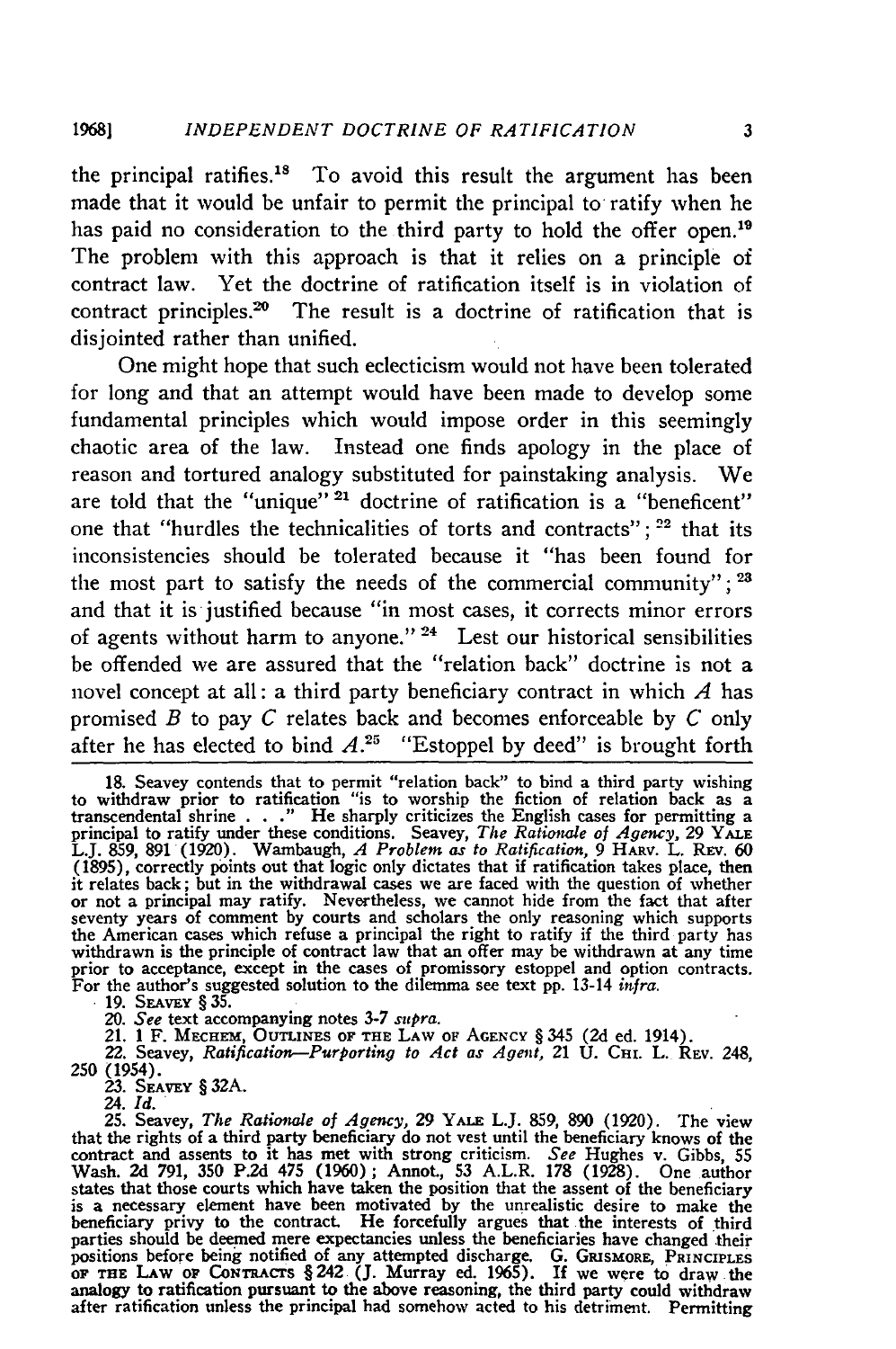the principal ratifies.[18] To avoid this result the argument has been made that it would be unfair to permit the principal to ratify when he has paid no consideration to the third party to hold the offer open.[19] The problem with this approach is that it relies on a principle of contract law. Yet the doctrine of ratification itself is in violation of contract principles.[20] The result is a doctrine of ratification that is disjointed rather than unified.

One might hope that such eclecticism would not have been tolerated for long and that an attempt would have been made to develop some fundamental principles which would impose order in this seemingly chaotic area of the law. Instead one finds apology in the place of reason and tortured analogy substituted for painstaking analysis. We are told that the "unique"[21] doctrine of ratification is a "beneficent" one that "hurdles the technicalities of torts and contracts";[22] that its inconsistencies should be tolerated because it "has been found for the most part to satisfy the needs of the commercial community";[23] and that it is justified because "in most cases, it corrects minor errors of agents without harm to anyone."[24] Lest our historical sensibilities be offended we are assured that the "relation back" doctrine is not a novel concept at all: a third party beneficiary contract in which *A* has promised *B* to pay *C* relates back and becomes enforceable by *C* only after he has elected to bind *A*.[25] "Estoppel by deed" is brought forth

---

18. Seavey contends that to permit "relation back" to bind a third party wishing to withdraw prior to ratification "is to worship the fiction of relation back as a transcendental shrine . . ." He sharply criticizes the English cases for permitting a principal to ratify under these conditions. Seavey, *The Rationale of Agency*, 29 YALE L.J. 859, 891 (1920). Wambaugh, *A Problem as to Ratification*, 9 HARV. L. REV. 60 (1895), correctly points out that logic only dictates that if ratification takes place, then it relates back; but in the withdrawal cases we are faced with the question of whether or not a principal may ratify. Nevertheless, we cannot hide from the fact that after seventy years of comment by courts and scholars the only reasoning which supports the American cases which refuse a principal the right to ratify if the third party has withdrawn is the principle of contract law that an offer may be withdrawn at any time prior to acceptance, except in the cases of promissory estoppel and option contracts. For the author's suggested solution to the dilemma see text pp. 13-14 *infra*.

19. SEAVEY § 35.

20. *See* text accompanying notes 3-7 *supra*.

21. 1 F. MECHEM, OUTLINES OF THE LAW OF AGENCY § 345 (2d ed. 1914).

22. Seavey, *Ratification—Purporting to Act as Agent*, 21 U. CHI. L. REV. 248, 250 (1954).

23. SEAVEY § 32A.

24. *Id.*

25. Seavey, *The Rationale of Agency*, 29 YALE L.J. 859, 890 (1920). The view that the rights of a third party beneficiary do not vest until the beneficiary knows of the contract and assents to it has met with strong criticism. *See* Hughes v. Gibbs, 55 Wash. 2d 791, 350 P.2d 475 (1960); Annot., 53 A.L.R. 178 (1928). One author states that those courts which have taken the position that the assent of the beneficiary is a necessary element have been motivated by the unrealistic desire to make the beneficiary privy to the contract. He forcefully argues that the interests of third parties should be deemed mere expectancies unless the beneficiaries have changed their positions before being notified of any attempted discharge. G. GRISMORE, PRINCIPLES OF THE LAW OF CONTRACTS § 242 (J. Murray ed. 1965). If we were to draw the analogy to ratification pursuant to the above reasoning, the third party could withdraw after ratification unless the principal had somehow acted to his detriment. Permitting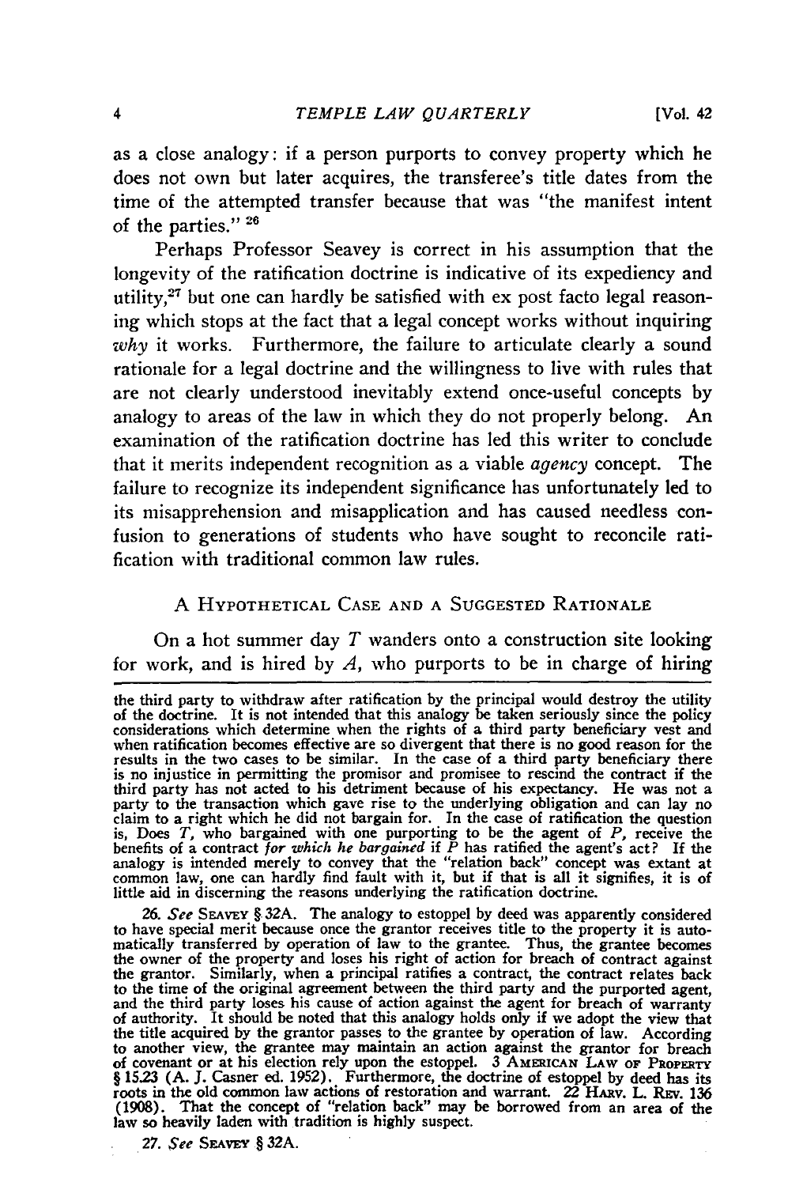as a close analogy: if a person purports to convey property which he does not own but later acquires, the transferee's title dates from the time of the attempted transfer because that was "the manifest intent of the parties." [26]

Perhaps Professor Seavey is correct in his assumption that the longevity of the ratification doctrine is indicative of its expediency and utility,[27] but one can hardly be satisfied with ex post facto legal reasoning which stops at the fact that a legal concept works without inquiring *why* it works. Furthermore, the failure to articulate clearly a sound rationale for a legal doctrine and the willingness to live with rules that are not clearly understood inevitably extend once-useful concepts by analogy to areas of the law in which they do not properly belong. An examination of the ratification doctrine has led this writer to conclude that it merits independent recognition as a viable *agency* concept. The failure to recognize its independent significance has unfortunately led to its misapprehension and misapplication and has caused needless confusion to generations of students who have sought to reconcile ratification with traditional common law rules.

## A Hypothetical Case and a Suggested Rationale

On a hot summer day *T* wanders onto a construction site looking for work, and is hired by *A*, who purports to be in charge of hiring

---

the third party to withdraw after ratification by the principal would destroy the utility of the doctrine. It is not intended that this analogy be taken seriously since the policy considerations which determine when the rights of a third party beneficiary vest and when ratification becomes effective are so divergent that there is no good reason for the results in the two cases to be similar. In the case of a third party beneficiary there is no injustice in permitting the promisor and promisee to rescind the contract if the third party has not acted to his detriment because of his expectancy. He was not a party to the transaction which gave rise to the underlying obligation and can lay no claim to a right which he did not bargain for. In the case of ratification the question is, Does *T*, who bargained with one purporting to be the agent of *P*, receive the benefits of a contract *for which he bargained* if *P* has ratified the agent's act? If the analogy is intended merely to convey that the "relation back" concept was extant at common law, one can hardly find fault with it, but if that is all it signifies, it is of little aid in discerning the reasons underlying the ratification doctrine.

26. *See* Seavey § 32A. The analogy to estoppel by deed was apparently considered to have special merit because once the grantor receives title to the property it is automatically transferred by operation of law to the grantee. Thus, the grantee becomes the owner of the property and loses his right of action for breach of contract against the grantor. Similarly, when a principal ratifies a contract, the contract relates back to the time of the original agreement between the third party and the purported agent, and the third party loses his cause of action against the agent for breach of warranty of authority. It should be noted that this analogy holds only if we adopt the view that the title acquired by the grantor passes to the grantee by operation of law. According to another view, the grantee may maintain an action against the grantor for breach of covenant or at his election rely upon the estoppel. 3 American Law of Property § 15.23 (A. J. Casner ed. 1952). Furthermore, the doctrine of estoppel by deed has its roots in the old common law actions of restoration and warrant. 22 Harv. L. Rev. 136 (1908). That the concept of "relation back" may be borrowed from an area of the law so heavily laden with tradition is highly suspect.

27. *See* Seavey § 32A.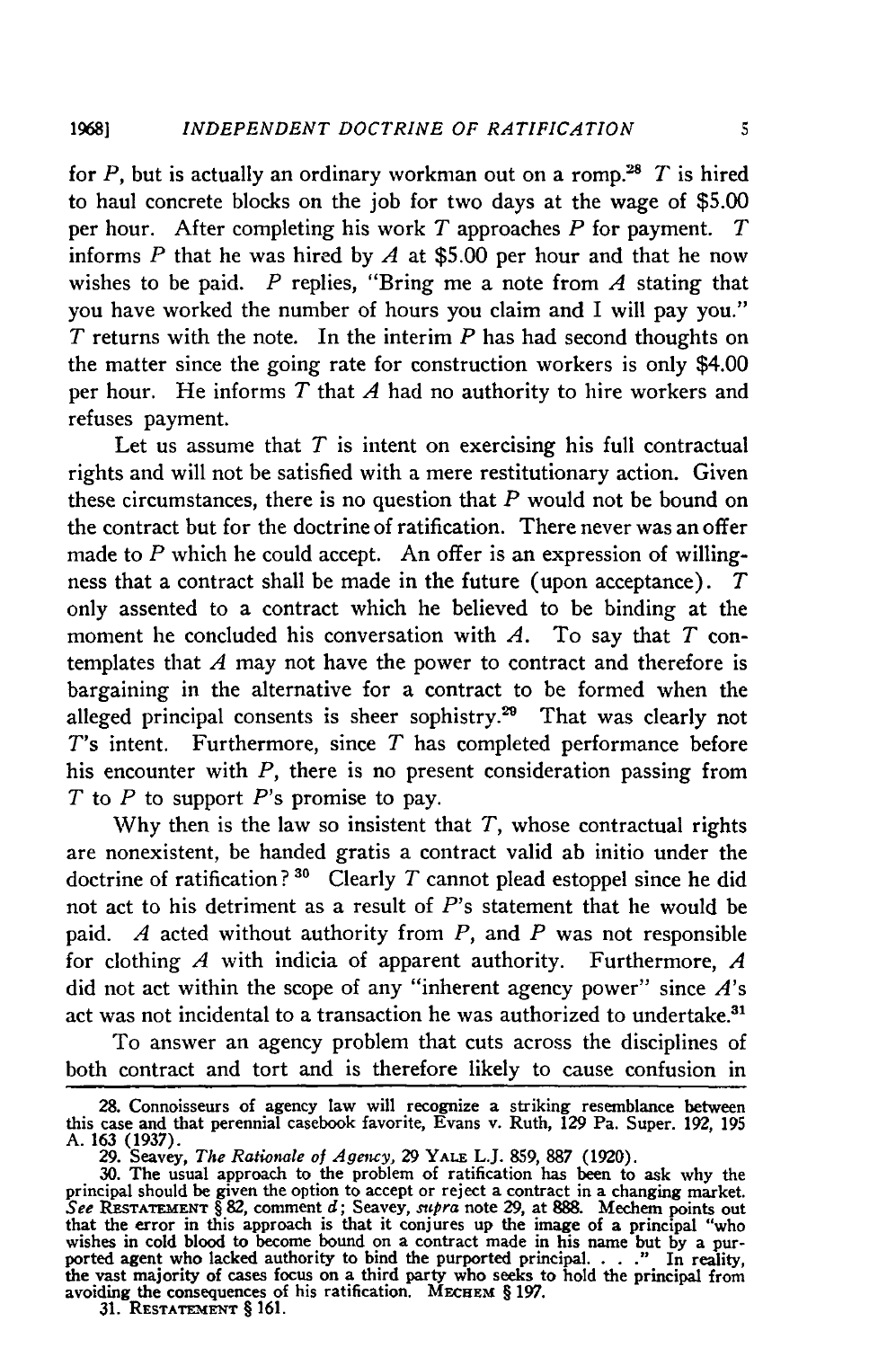for *P*, but is actually an ordinary workman out on a romp.[28] *T* is hired to haul concrete blocks on the job for two days at the wage of $5.00 per hour. After completing his work *T* approaches *P* for payment. *T* informs *P* that he was hired by *A* at $5.00 per hour and that he now wishes to be paid. *P* replies, "Bring me a note from *A* stating that you have worked the number of hours you claim and I will pay you." *T* returns with the note. In the interim *P* has had second thoughts on the matter since the going rate for construction workers is only $4.00 per hour. He informs *T* that *A* had no authority to hire workers and refuses payment.

Let us assume that *T* is intent on exercising his full contractual rights and will not be satisfied with a mere restitutionary action. Given these circumstances, there is no question that *P* would not be bound on the contract but for the doctrine of ratification. There never was an offer made to *P* which he could accept. An offer is an expression of willingness that a contract shall be made in the future (upon acceptance). *T* only assented to a contract which he believed to be binding at the moment he concluded his conversation with *A*. To say that *T* contemplates that *A* may not have the power to contract and therefore is bargaining in the alternative for a contract to be formed when the alleged principal consents is sheer sophistry.[29] That was clearly not *T*'s intent. Furthermore, since *T* has completed performance before his encounter with *P*, there is no present consideration passing from *T* to *P* to support *P*'s promise to pay.

Why then is the law so insistent that *T*, whose contractual rights are nonexistent, be handed gratis a contract valid ab initio under the doctrine of ratification?[30] Clearly *T* cannot plead estoppel since he did not act to his detriment as a result of *P*'s statement that he would be paid. *A* acted without authority from *P*, and *P* was not responsible for clothing *A* with indicia of apparent authority. Furthermore, *A* did not act within the scope of any "inherent agency power" since *A*'s act was not incidental to a transaction he was authorized to undertake.[31]

To answer an agency problem that cuts across the disciplines of both contract and tort and is therefore likely to cause confusion in

---

28. Connoisseurs of agency law will recognize a striking resemblance between this case and that perennial casebook favorite, Evans v. Ruth, 129 Pa. Super. 192, 195 A. 163 (1937).

29. Seavey, *The Rationale of Agency*, 29 YALE L.J. 859, 887 (1920).

30. The usual approach to the problem of ratification has been to ask why the principal should be given the option to accept or reject a contract in a changing market. *See* RESTATEMENT § 82, comment *d*; Seavey, *supra* note 29, at 888. Mechem points out that the error in this approach is that it conjures up the image of a principal "who wishes in cold blood to become bound on a contract made in his name but by a purported agent who lacked authority to bind the purported principal. . . ." In reality, the vast majority of cases focus on a third party who seeks to hold the principal from avoiding the consequences of his ratification. MECHEM § 197.

31. RESTATEMENT § 161.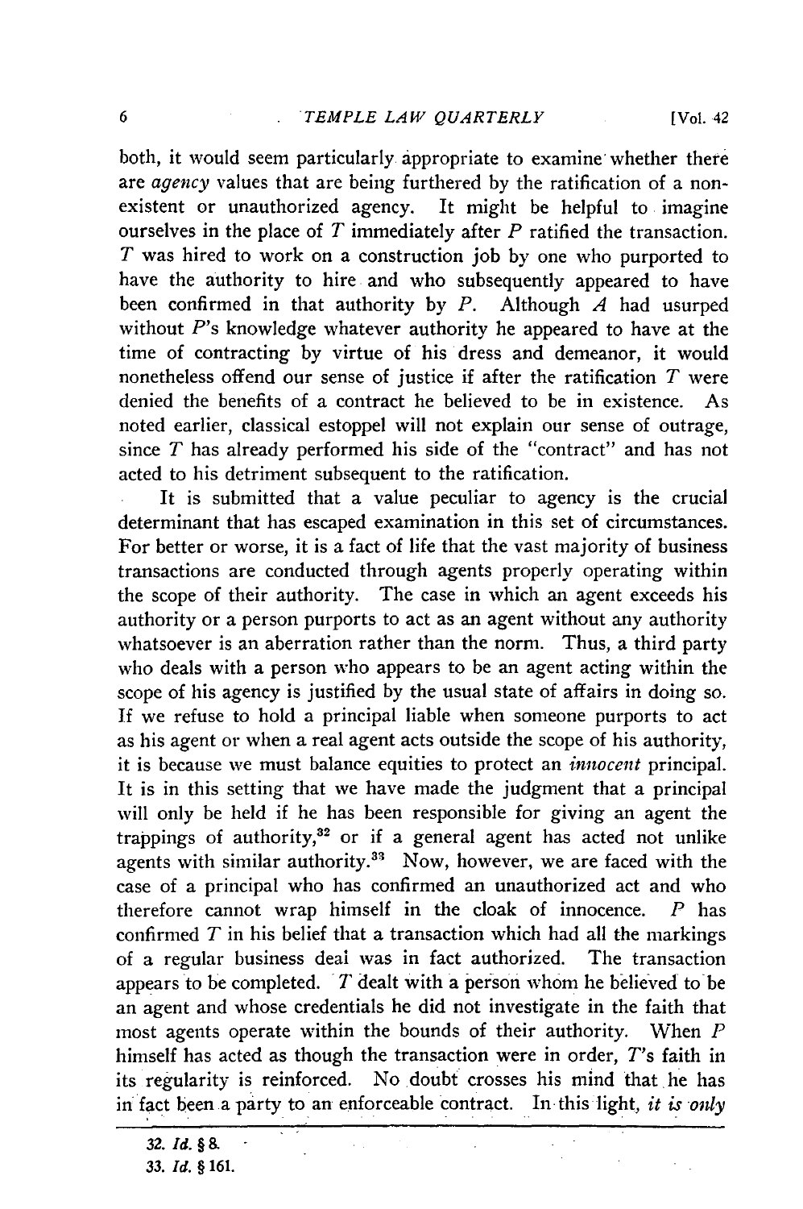both, it would seem particularly appropriate to examine whether there are *agency* values that are being furthered by the ratification of a non-existent or unauthorized agency. It might be helpful to imagine ourselves in the place of *T* immediately after *P* ratified the transaction. *T* was hired to work on a construction job by one who purported to have the authority to hire and who subsequently appeared to have been confirmed in that authority by *P*. Although *A* had usurped without *P*'s knowledge whatever authority he appeared to have at the time of contracting by virtue of his dress and demeanor, it would nonetheless offend our sense of justice if after the ratification *T* were denied the benefits of a contract he believed to be in existence. As noted earlier, classical estoppel will not explain our sense of outrage, since *T* has already performed his side of the "contract" and has not acted to his detriment subsequent to the ratification.

It is submitted that a value peculiar to agency is the crucial determinant that has escaped examination in this set of circumstances. For better or worse, it is a fact of life that the vast majority of business transactions are conducted through agents properly operating within the scope of their authority. The case in which an agent exceeds his authority or a person purports to act as an agent without any authority whatsoever is an aberration rather than the norm. Thus, a third party who deals with a person who appears to be an agent acting within the scope of his agency is justified by the usual state of affairs in doing so. If we refuse to hold a principal liable when someone purports to act as his agent or when a real agent acts outside the scope of his authority, it is because we must balance equities to protect an *innocent* principal. It is in this setting that we have made the judgment that a principal will only be held if he has been responsible for giving an agent the trappings of authority,[32] or if a general agent has acted not unlike agents with similar authority.[33] Now, however, we are faced with the case of a principal who has confirmed an unauthorized act and who therefore cannot wrap himself in the cloak of innocence. *P* has confirmed *T* in his belief that a transaction which had all the markings of a regular business deal was in fact authorized. The transaction appears to be completed. *T* dealt with a person whom he believed to be an agent and whose credentials he did not investigate in the faith that most agents operate within the bounds of their authority. When *P* himself has acted as though the transaction were in order, *T*'s faith in its regularity is reinforced. No doubt crosses his mind that he has in fact been a party to an enforceable contract. In this light, *it is only*

---

32. *Id.* § 8.

33. *Id.* § 161.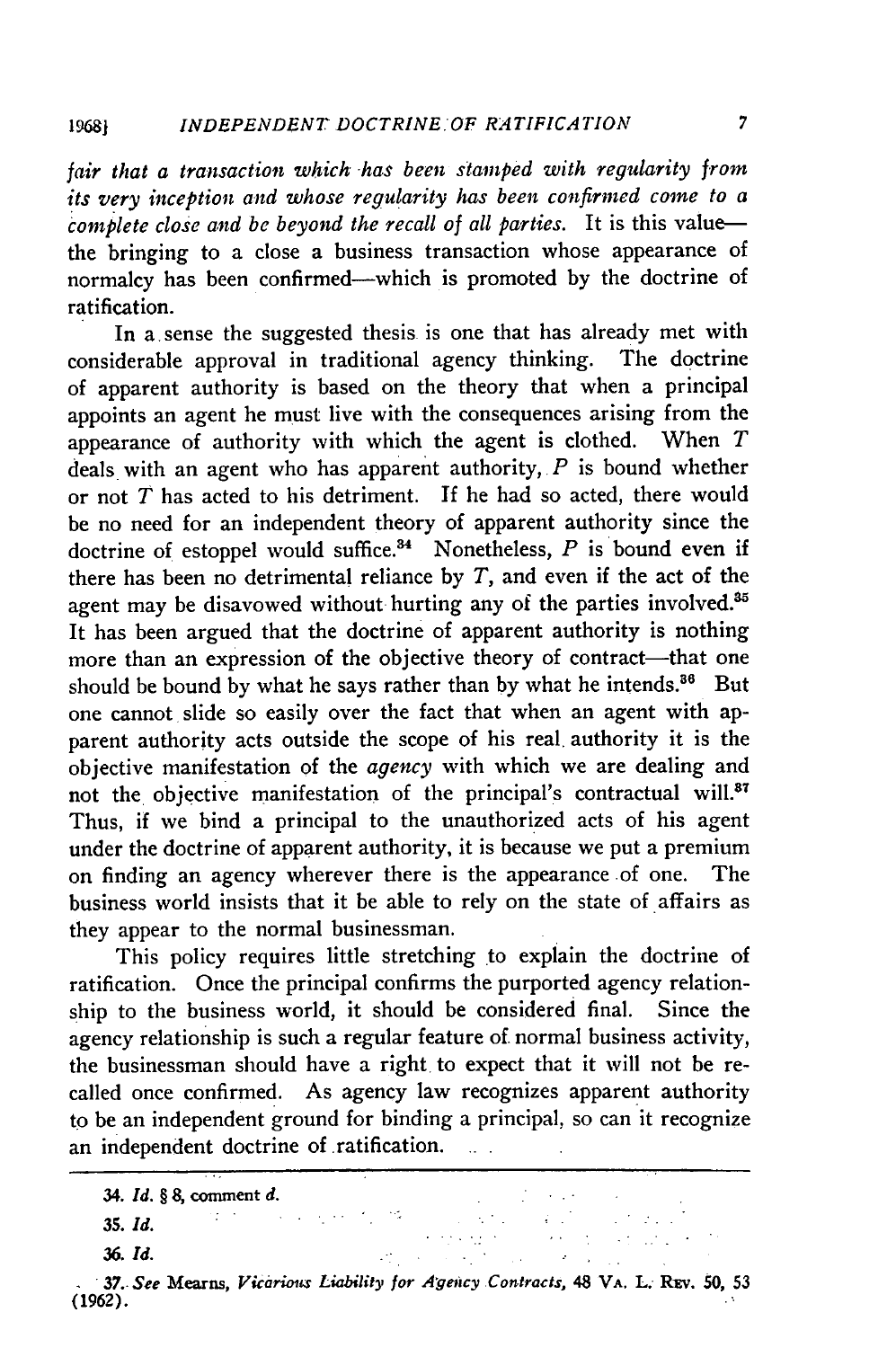*fair that a transaction which has been stamped with regularity from its very inception and whose regularity has been confirmed come to a complete close and be beyond the recall of all parties.* It is this value—the bringing to a close a business transaction whose appearance of normalcy has been confirmed—which is promoted by the doctrine of ratification.

In a sense the suggested thesis is one that has already met with considerable approval in traditional agency thinking. The doctrine of apparent authority is based on the theory that when a principal appoints an agent he must live with the consequences arising from the appearance of authority with which the agent is clothed. When *T* deals with an agent who has apparent authority, *P* is bound whether or not *T* has acted to his detriment. If he had so acted, there would be no need for an independent theory of apparent authority since the doctrine of estoppel would suffice.[34] Nonetheless, *P* is bound even if there has been no detrimental reliance by *T*, and even if the act of the agent may be disavowed without hurting any of the parties involved.[35] It has been argued that the doctrine of apparent authority is nothing more than an expression of the objective theory of contract—that one should be bound by what he says rather than by what he intends.[36] But one cannot slide so easily over the fact that when an agent with apparent authority acts outside the scope of his real authority it is the objective manifestation of the *agency* with which we are dealing and not the objective manifestation of the principal's contractual will.[37] Thus, if we bind a principal to the unauthorized acts of his agent under the doctrine of apparent authority, it is because we put a premium on finding an agency wherever there is the appearance of one. The business world insists that it be able to rely on the state of affairs as they appear to the normal businessman.

This policy requires little stretching to explain the doctrine of ratification. Once the principal confirms the purported agency relationship to the business world, it should be considered final. Since the agency relationship is such a regular feature of normal business activity, the businessman should have a right to expect that it will not be recalled once confirmed. As agency law recognizes apparent authority to be an independent ground for binding a principal, so can it recognize an independent doctrine of ratification.

---

34. *Id.* § 8, comment *d.*

35. *Id.*

36. *Id.*

37. *See* Mearns, *Vicarious Liability for Agency Contracts*, 48 VA. L. REV. 50, 53 (1962).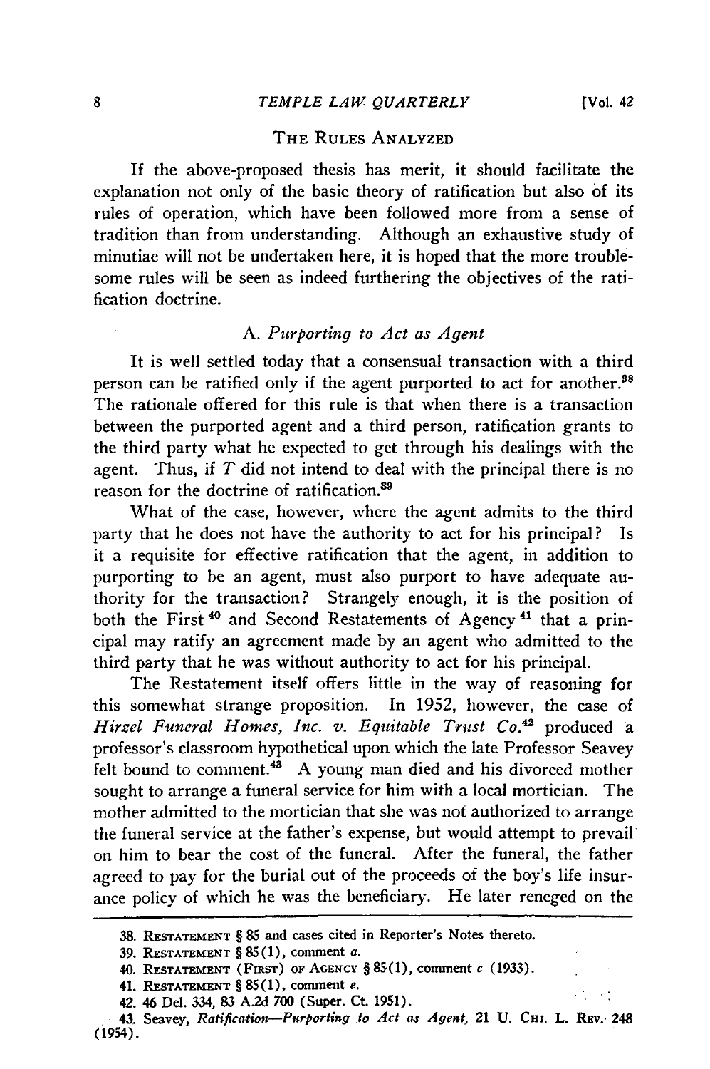## THE RULES ANALYZED

If the above-proposed thesis has merit, it should facilitate the explanation not only of the basic theory of ratification but also of its rules of operation, which have been followed more from a sense of tradition than from understanding. Although an exhaustive study of minutiae will not be undertaken here, it is hoped that the more troublesome rules will be seen as indeed furthering the objectives of the ratification doctrine.

### A. *Purporting to Act as Agent*

It is well settled today that a consensual transaction with a third person can be ratified only if the agent purported to act for another.[38] The rationale offered for this rule is that when there is a transaction between the purported agent and a third person, ratification grants to the third party what he expected to get through his dealings with the agent. Thus, if *T* did not intend to deal with the principal there is no reason for the doctrine of ratification.[39]

What of the case, however, where the agent admits to the third party that he does not have the authority to act for his principal? Is it a requisite for effective ratification that the agent, in addition to purporting to be an agent, must also purport to have adequate authority for the transaction? Strangely enough, it is the position of both the First[40] and Second Restatements of Agency[41] that a principal may ratify an agreement made by an agent who admitted to the third party that he was without authority to act for his principal.

The Restatement itself offers little in the way of reasoning for this somewhat strange proposition. In 1952, however, the case of *Hirzel Funeral Homes, Inc. v. Equitable Trust Co.*[42] produced a professor's classroom hypothetical upon which the late Professor Seavey felt bound to comment.[43] A young man died and his divorced mother sought to arrange a funeral service for him with a local mortician. The mother admitted to the mortician that she was not authorized to arrange the funeral service at the father's expense, but would attempt to prevail on him to bear the cost of the funeral. After the funeral, the father agreed to pay for the burial out of the proceeds of the boy's life insurance policy of which he was the beneficiary. He later reneged on the

---

38. RESTATEMENT § 85 and cases cited in Reporter's Notes thereto.

39. RESTATEMENT § 85(1), comment *a*.

40. RESTATEMENT (FIRST) OF AGENCY § 85(1), comment *c* (1933).

41. RESTATEMENT § 85(1), comment *e*.

42. 46 Del. 334, 83 A.2d 700 (Super. Ct. 1951).

43. Seavey, *Ratification—Purporting to Act as Agent*, 21 U. CHI. L. REV. 248 (1954).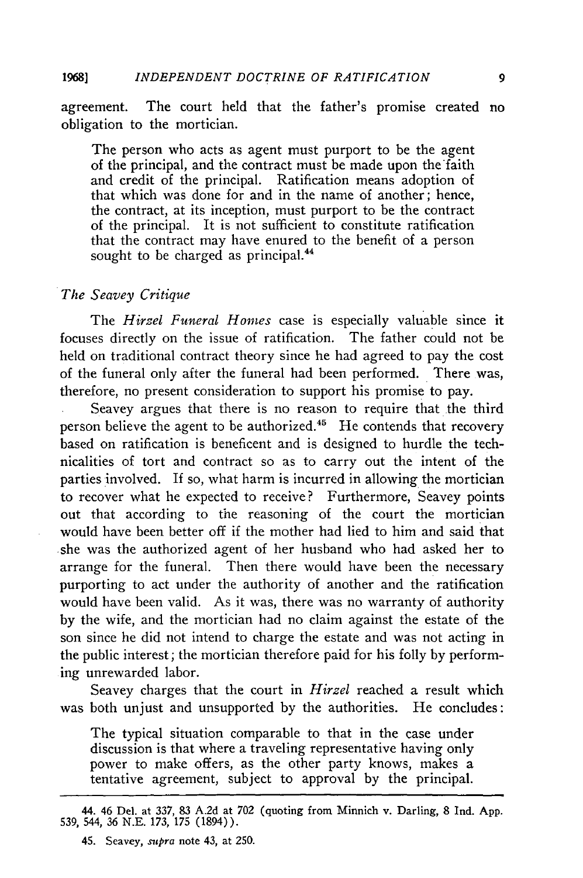agreement. The court held that the father's promise created no obligation to the mortician.

> The person who acts as agent must purport to be the agent of the principal, and the contract must be made upon the faith and credit of the principal. Ratification means adoption of that which was done for and in the name of another; hence, the contract, at its inception, must purport to be the contract of the principal. It is not sufficient to constitute ratification that the contract may have enured to the benefit of a person sought to be charged as principal.[44]

### *The Seavey Critique*

The *Hirzel Funeral Homes* case is especially valuable since it focuses directly on the issue of ratification. The father could not be held on traditional contract theory since he had agreed to pay the cost of the funeral only after the funeral had been performed. There was, therefore, no present consideration to support his promise to pay.

Seavey argues that there is no reason to require that the third person believe the agent to be authorized.[45] He contends that recovery based on ratification is beneficent and is designed to hurdle the technicalities of tort and contract so as to carry out the intent of the parties involved. If so, what harm is incurred in allowing the mortician to recover what he expected to receive? Furthermore, Seavey points out that according to the reasoning of the court the mortician would have been better off if the mother had lied to him and said that she was the authorized agent of her husband who had asked her to arrange for the funeral. Then there would have been the necessary purporting to act under the authority of another and the ratification would have been valid. As it was, there was no warranty of authority by the wife, and the mortician had no claim against the estate of the son since he did not intend to charge the estate and was not acting in the public interest; the mortician therefore paid for his folly by performing unrewarded labor.

Seavey charges that the court in *Hirzel* reached a result which was both unjust and unsupported by the authorities. He concludes:

> The typical situation comparable to that in the case under discussion is that where a traveling representative having only power to make offers, as the other party knows, makes a tentative agreement, subject to approval by the principal.

---

44. 46 Del. at 337, 83 A.2d at 702 (quoting from Minnich v. Darling, 8 Ind. App. 539, 544, 36 N.E. 173, 175 (1894)).

45. Seavey, *supra* note 43, at 250.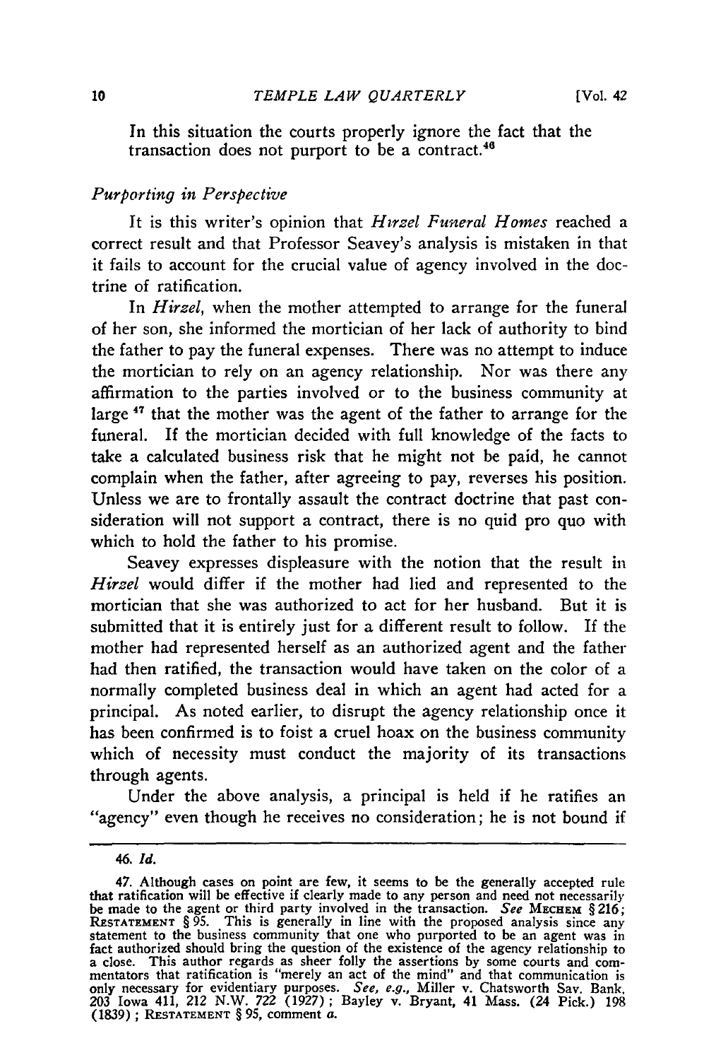In this situation the courts properly ignore the fact that the transaction does not purport to be a contract.[46]

*Purporting in Perspective*

It is this writer's opinion that *Hirzel Funeral Homes* reached a correct result and that Professor Seavey's analysis is mistaken in that it fails to account for the crucial value of agency involved in the doctrine of ratification.

In *Hirzel*, when the mother attempted to arrange for the funeral of her son, she informed the mortician of her lack of authority to bind the father to pay the funeral expenses. There was no attempt to induce the mortician to rely on an agency relationship. Nor was there any affirmation to the parties involved or to the business community at large [47] that the mother was the agent of the father to arrange for the funeral. If the mortician decided with full knowledge of the facts to take a calculated business risk that he might not be paid, he cannot complain when the father, after agreeing to pay, reverses his position. Unless we are to frontally assault the contract doctrine that past consideration will not support a contract, there is no quid pro quo with which to hold the father to his promise.

Seavey expresses displeasure with the notion that the result in *Hirzel* would differ if the mother had lied and represented to the mortician that she was authorized to act for her husband. But it is submitted that it is entirely just for a different result to follow. If the mother had represented herself as an authorized agent and the father had then ratified, the transaction would have taken on the color of a normally completed business deal in which an agent had acted for a principal. As noted earlier, to disrupt the agency relationship once it has been confirmed is to foist a cruel hoax on the business community which of necessity must conduct the majority of its transactions through agents.

Under the above analysis, a principal is held if he ratifies an "agency" even though he receives no consideration; he is not bound if

---

46. *Id.*

47. Although cases on point are few, it seems to be the generally accepted rule that ratification will be effective if clearly made to any person and need not necessarily be made to the agent or third party involved in the transaction. *See* MECHEM § 216; RESTATEMENT § 95. This is generally in line with the proposed analysis since any statement to the business community that one who purported to be an agent was in fact authorized should bring the question of the existence of the agency relationship to a close. This author regards as sheer folly the assertions by some courts and commentators that ratification is "merely an act of the mind" and that communication is only necessary for evidentiary purposes. *See, e.g.*, Miller v. Chatsworth Sav. Bank, 203 Iowa 411, 212 N.W. 722 (1927); Bayley v. Bryant, 41 Mass. (24 Pick.) 198 (1839); RESTATEMENT § 95, comment *a*.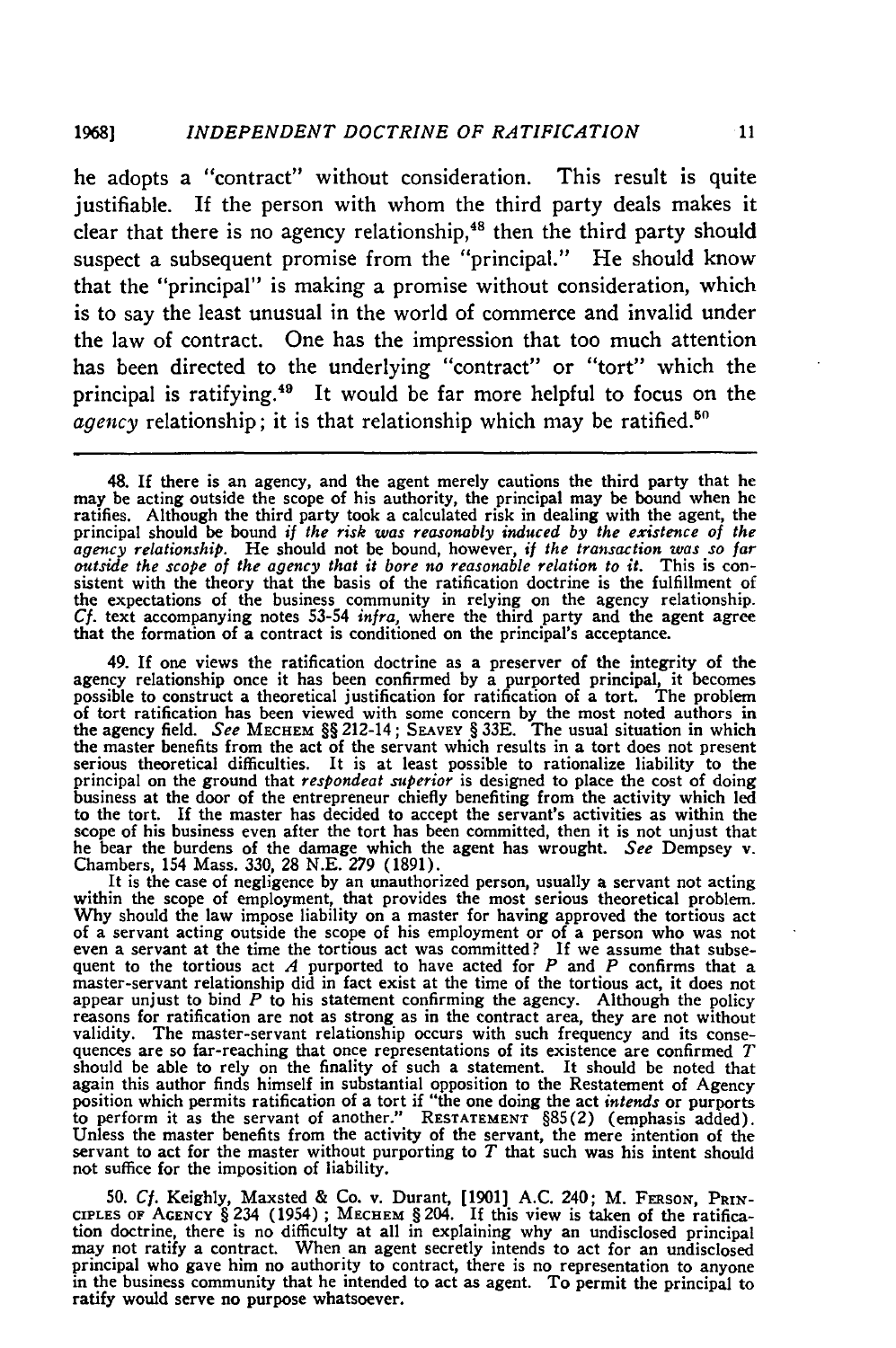he adopts a "contract" without consideration. This result is quite justifiable. If the person with whom the third party deals makes it clear that there is no agency relationship,[48] then the third party should suspect a subsequent promise from the "principal." He should know that the "principal" is making a promise without consideration, which is to say the least unusual in the world of commerce and invalid under the law of contract. One has the impression that too much attention has been directed to the underlying "contract" or "tort" which the principal is ratifying.[49] It would be far more helpful to focus on the *agency* relationship; it is that relationship which may be ratified.[50]

---

48. If there is an agency, and the agent merely cautions the third party that he may be acting outside the scope of his authority, the principal may be bound when he ratifies. Although the third party took a calculated risk in dealing with the agent, the principal should be bound *if the risk was reasonably induced by the existence of the agency relationship*. He should not be bound, however, *if the transaction was so far outside the scope of the agency that it bore no reasonable relation to it*. This is consistent with the theory that the basis of the ratification doctrine is the fulfillment of the expectations of the business community in relying on the agency relationship. *Cf.* text accompanying notes 53-54 *infra*, where the third party and the agent agree that the formation of a contract is conditioned on the principal's acceptance.

49. If one views the ratification doctrine as a preserver of the integrity of the agency relationship once it has been confirmed by a purported principal, it becomes possible to construct a theoretical justification for ratification of a tort. The problem of tort ratification has been viewed with some concern by the most noted authors in the agency field. *See* MECHEM §§ 212-14; SEAVEY § 33E. The usual situation in which the master benefits from the act of the servant which results in a tort does not present serious theoretical difficulties. It is at least possible to rationalize liability to the principal on the ground that *respondeat superior* is designed to place the cost of doing business at the door of the entrepreneur chiefly benefiting from the activity which led to the tort. If the master has decided to accept the servant's activities as within the scope of his business even after the tort has been committed, then it is not unjust that he bear the burdens of the damage which the agent has wrought. *See* Dempsey v. Chambers, 154 Mass. 330, 28 N.E. 279 (1891).

It is the case of negligence by an unauthorized person, usually a servant not acting within the scope of employment, that provides the most serious theoretical problem. Why should the law impose liability on a master for having approved the tortious act of a servant acting outside the scope of his employment or of a person who was not even a servant at the time the tortious act was committed? If we assume that subsequent to the tortious act *A* purported to have acted for *P* and *P* confirms that a master-servant relationship did in fact exist at the time of the tortious act, it does not appear unjust to bind *P* to his statement confirming the agency. Although the policy reasons for ratification are not as strong as in the contract area, they are not without validity. The master-servant relationship occurs with such frequency and its consequences are so far-reaching that once representations of its existence are confirmed *T* should be able to rely on the finality of such a statement. It should be noted that again this author finds himself in substantial opposition to the Restatement of Agency position which permits ratification of a tort if "the one doing the act *intends* or purports to perform it as the servant of another." RESTATEMENT §85(2) (emphasis added). Unless the master benefits from the activity of the servant, the mere intention of the servant to act for the master without purporting to *T* that such was his intent should not suffice for the imposition of liability.

50. *Cf.* Keighly, Maxsted & Co. v. Durant, [1901] A.C. 240; M. FERSON, PRINCIPLES OF AGENCY § 234 (1954); MECHEM § 204. If this view is taken of the ratification doctrine, there is no difficulty at all in explaining why an undisclosed principal may not ratify a contract. When an agent secretly intends to act for an undisclosed principal who gave him no authority to contract, there is no representation to anyone in the business community that he intended to act as agent. To permit the principal to ratify would serve no purpose whatsoever.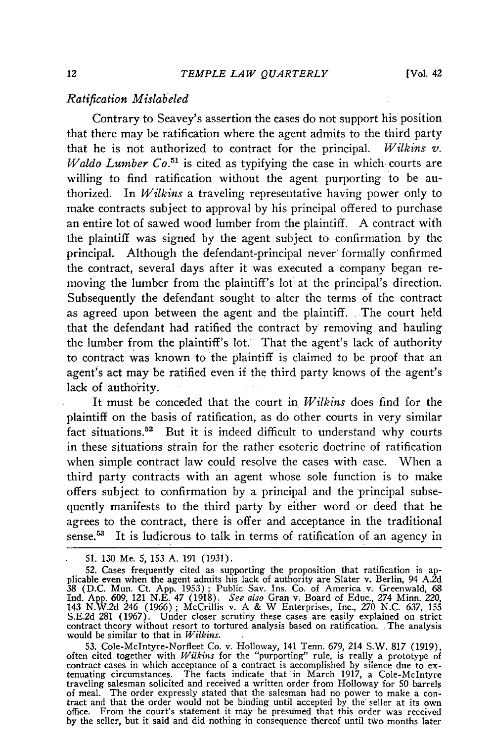*Ratification Mislabeled*

Contrary to Seavey's assertion the cases do not support his position that there may be ratification where the agent admits to the third party that he is not authorized to contract for the principal. *Wilkins v. Waldo Lumber Co.*[51] is cited as typifying the case in which courts are willing to find ratification without the agent purporting to be authorized. In *Wilkins* a traveling representative having power only to make contracts subject to approval by his principal offered to purchase an entire lot of sawed wood lumber from the plaintiff. A contract with the plaintiff was signed by the agent subject to confirmation by the principal. Although the defendant-principal never formally confirmed the contract, several days after it was executed a company began removing the lumber from the plaintiff's lot at the principal's direction. Subsequently the defendant sought to alter the terms of the contract as agreed upon between the agent and the plaintiff. The court held that the defendant had ratified the contract by removing and hauling the lumber from the plaintiff's lot. That the agent's lack of authority to contract was known to the plaintiff is claimed to be proof that an agent's act may be ratified even if the third party knows of the agent's lack of authority.

It must be conceded that the court in *Wilkins* does find for the plaintiff on the basis of ratification, as do other courts in very similar fact situations.[52] But it is indeed difficult to understand why courts in these situations strain for the rather esoteric doctrine of ratification when simple contract law could resolve the cases with ease. When a third party contracts with an agent whose sole function is to make offers subject to confirmation by a principal and the principal subsequently manifests to the third party by either word or deed that he agrees to the contract, there is offer and acceptance in the traditional sense.[53] It is ludicrous to talk in terms of ratification of an agency in

---

51. 130 Me. 5, 153 A. 191 (1931).

52. Cases frequently cited as supporting the proposition that ratification is applicable even when the agent admits his lack of authority are Slater v. Berlin, 94 A.2d 38 (D.C. Mun. Ct. App. 1953); Public Sav. Ins. Co. of America v. Greenwald, 68 Ind. App. 609, 121 N.E. 47 (1918). *See also* Gran v. Board of Educ., 274 Minn. 220, 143 N.W.2d 246 (1966); McCrillis v. A & W Enterprises, Inc., 270 N.C. 637, 155 S.E.2d 281 (1967). Under closer scrutiny these cases are easily explained on strict contract theory without resort to tortured analysis based on ratification. The analysis would be similar to that in *Wilkins*.

53. Cole-McIntyre-Norfleet Co. v. Holloway, 141 Tenn. 679, 214 S.W. 817 (1919), often cited together with *Wilkins* for the "purporting" rule, is really a prototype of contract cases in which acceptance of a contract is accomplished by silence due to extenuating circumstances. The facts indicate that in March 1917, a Cole-McIntyre traveling salesman solicited and received a written order from Holloway for 50 barrels of meal. The order expressly stated that the salesman had no power to make a contract and that the order would not be binding until accepted by the seller at its own office. From the court's statement it may be presumed that this order was received by the seller, but it said and did nothing in consequence thereof until two months later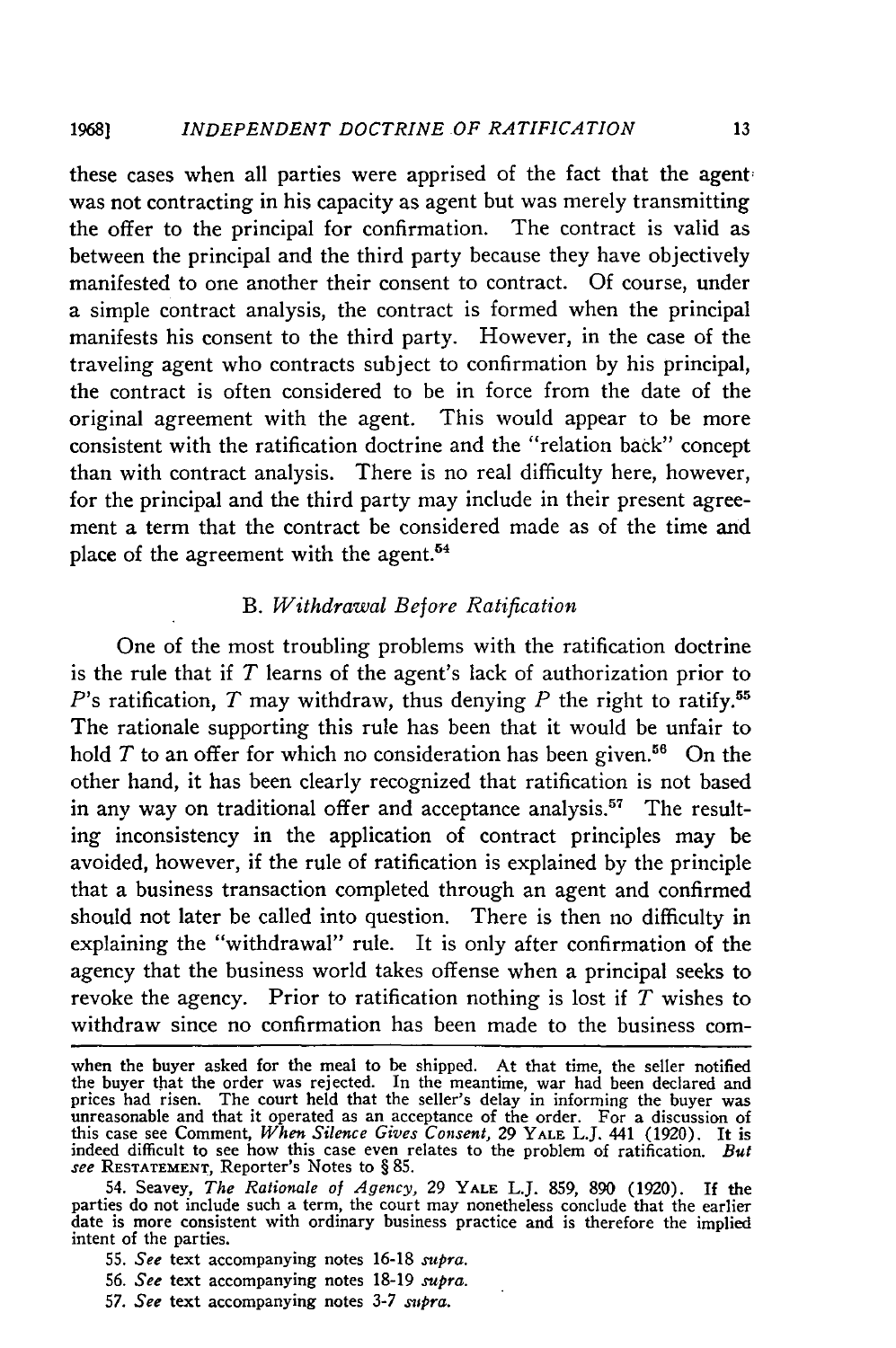these cases when all parties were apprised of the fact that the agent was not contracting in his capacity as agent but was merely transmitting the offer to the principal for confirmation. The contract is valid as between the principal and the third party because they have objectively manifested to one another their consent to contract. Of course, under a simple contract analysis, the contract is formed when the principal manifests his consent to the third party. However, in the case of the traveling agent who contracts subject to confirmation by his principal, the contract is often considered to be in force from the date of the original agreement with the agent. This would appear to be more consistent with the ratification doctrine and the "relation back" concept than with contract analysis. There is no real difficulty here, however, for the principal and the third party may include in their present agreement a term that the contract be considered made as of the time and place of the agreement with the agent.[54]

### B. *Withdrawal Before Ratification*

One of the most troubling problems with the ratification doctrine is the rule that if *T* learns of the agent's lack of authorization prior to *P*'s ratification, *T* may withdraw, thus denying *P* the right to ratify.[55] The rationale supporting this rule has been that it would be unfair to hold *T* to an offer for which no consideration has been given.[56] On the other hand, it has been clearly recognized that ratification is not based in any way on traditional offer and acceptance analysis.[57] The resulting inconsistency in the application of contract principles may be avoided, however, if the rule of ratification is explained by the principle that a business transaction completed through an agent and confirmed should not later be called into question. There is then no difficulty in explaining the "withdrawal" rule. It is only after confirmation of the agency that the business world takes offense when a principal seeks to revoke the agency. Prior to ratification nothing is lost if *T* wishes to withdraw since no confirmation has been made to the business com-

---

when the buyer asked for the meal to be shipped. At that time, the seller notified the buyer that the order was rejected. In the meantime, war had been declared and prices had risen. The court held that the seller's delay in informing the buyer was unreasonable and that it operated as an acceptance of the order. For a discussion of this case see Comment, *When Silence Gives Consent*, 29 YALE L.J. 441 (1920). It is indeed difficult to see how this case even relates to the problem of ratification. *But see* RESTATEMENT, Reporter's Notes to § 85.

54. Seavey, *The Rationale of Agency*, 29 YALE L.J. 859, 890 (1920). If the parties do not include such a term, the court may nonetheless conclude that the earlier date is more consistent with ordinary business practice and is therefore the implied intent of the parties.

55. *See* text accompanying notes 16-18 *supra*.

56. *See* text accompanying notes 18-19 *supra*.

57. *See* text accompanying notes 3-7 *supra*.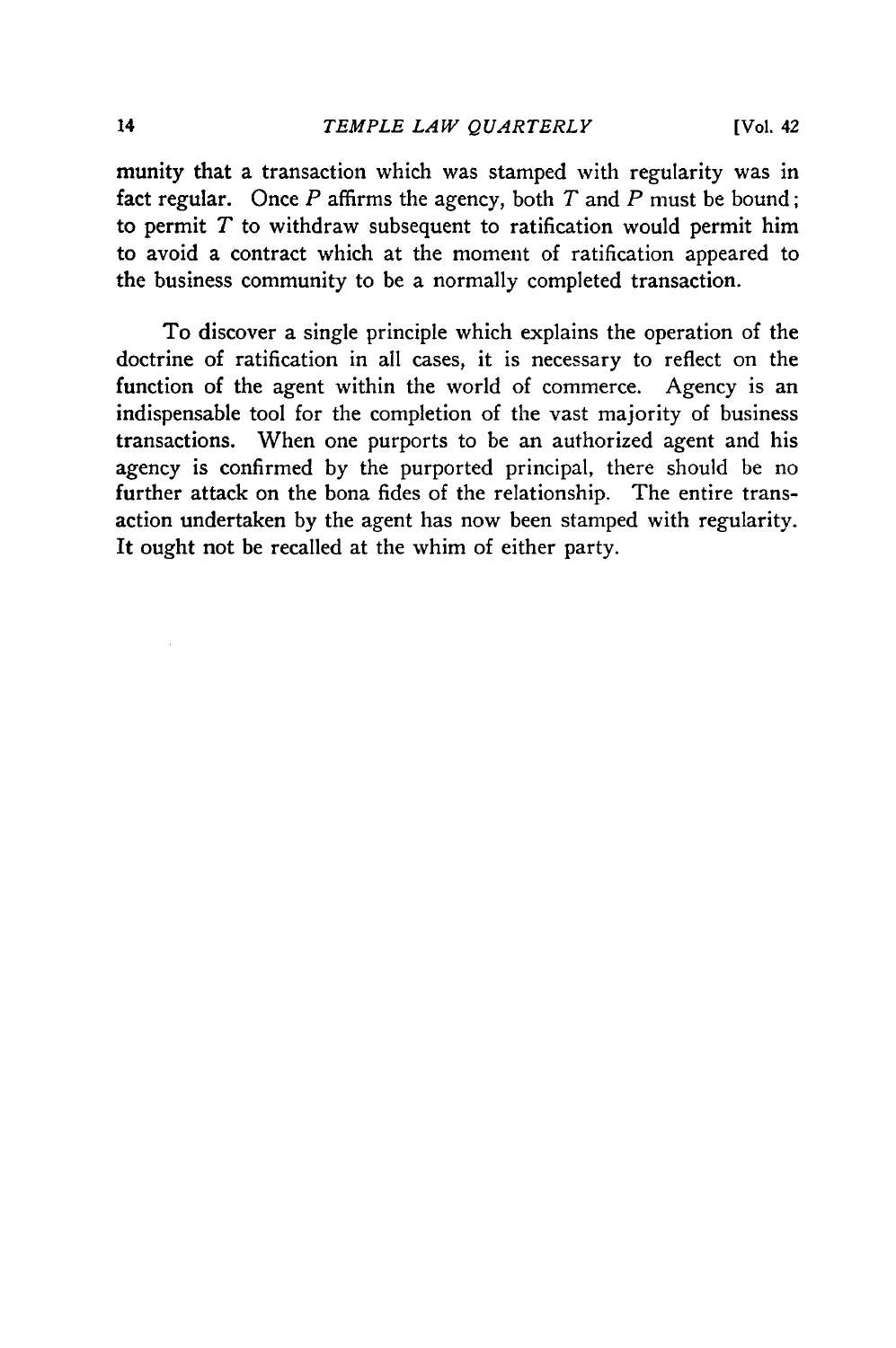munity that a transaction which was stamped with regularity was in fact regular. Once *P* affirms the agency, both *T* and *P* must be bound; to permit *T* to withdraw subsequent to ratification would permit him to avoid a contract which at the moment of ratification appeared to the business community to be a normally completed transaction.

To discover a single principle which explains the operation of the doctrine of ratification in all cases, it is necessary to reflect on the function of the agent within the world of commerce. Agency is an indispensable tool for the completion of the vast majority of business transactions. When one purports to be an authorized agent and his agency is confirmed by the purported principal, there should be no further attack on the bona fides of the relationship. The entire transaction undertaken by the agent has now been stamped with regularity. It ought not be recalled at the whim of either party.